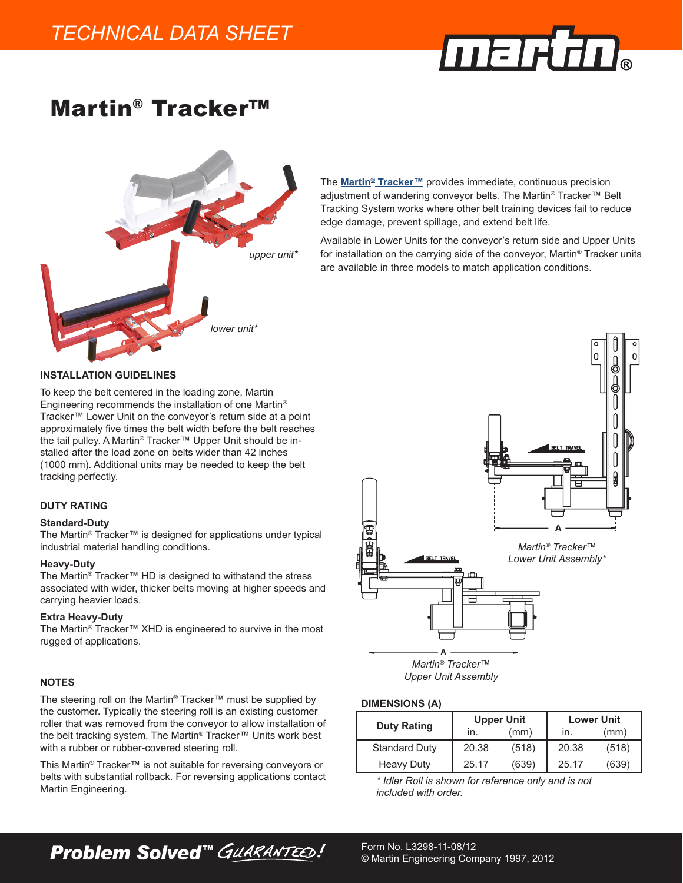# Martin® Tracker™

The Martin® Tracker™ provides immediate, continuous precision adjustment of wandering conveyor belts. The Martin® Tracker™ Belt Tracking System works where other belt training devices fail to reduce edge damage, prevent spillage, and extend belt life.

Available in Lower Units for the conveyor's return side and Upper Units for installation on the carrying side of the conveyor, Martin® Tracker units are available in three models to match application conditions.

*upper unit**

*lower unit**

## INSTALLATION GUIDELINES

To keep the belt centered in the loading zone, Martin Engineering recommends the installation of one Martin® Tracker™ Lower Unit on the conveyor's return side at a point approximately five times the belt width before the belt reaches the tail pulley. A Martin® Tracker™ Upper Unit should be installed after the load zone on belts wider than 42 inches (1000 mm). Additional units may be needed to keep the belt tracking perfectly.

## DUTY RATING

**Standard-Duty**
The Martin® Tracker™ is designed for applications under typical industrial material handling conditions.

**Heavy-Duty**
The Martin® Tracker™ HD is designed to withstand the stress associated with wider, thicker belts moving at higher speeds and carrying heavier loads.

**Extra Heavy-Duty**
The Martin® Tracker™ XHD is engineered to survive in the most rugged of applications.

## NOTES

The steering roll on the Martin® Tracker™ must be supplied by the customer. Typically the steering roll is an existing customer roller that was removed from the conveyor to allow installation of the belt tracking system. The Martin® Tracker™ Units work best with a rubber or rubber-covered steering roll.

This Martin® Tracker™ is not suitable for reversing conveyors or belts with substantial rollback. For reversing applications contact Martin Engineering.

*Martin® Tracker™ Lower Unit Assembly**

*Martin® Tracker™ Upper Unit Assembly*

**DIMENSIONS (A)**

| Duty Rating | Upper Unit in. | Upper Unit (mm) | Lower Unit in. | Lower Unit (mm) |
|---|---|---|---|---|
| Standard Duty | 20.38 | (518) | 20.38 | (518) |
| Heavy Duty | 25.17 | (639) | 25.17 | (639) |

*\* Idler Roll is shown for reference only and is not included with order.*

**Problem Solved™ GUARANTEED!**

Form No. L3298-11-08/12
© Martin Engineering Company 1997, 2012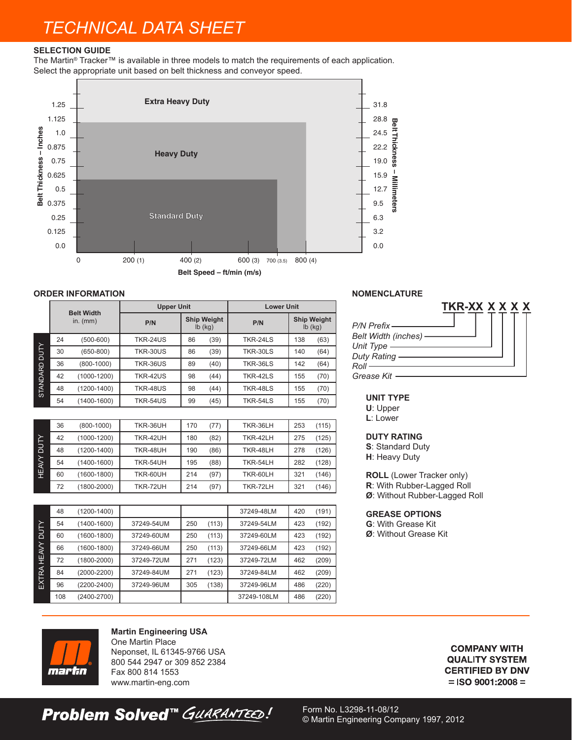# TECHNICAL DATA SHEET

## SELECTION GUIDE

The Martin® Tracker™ is available in three models to match the requirements of each application. Select the appropriate unit based on belt thickness and conveyor speed.

Extra Heavy Duty

Heavy Duty

Standard Duty

Belt Thickness – Inches

1.25
1.125
1.0
0.875
0.75
0.625
0.5
0.375
0.25
0.125
0.0

Belt Thickness – Millimeters

31.8
28.8
24.5
22.2
19.0
15.9
12.7
9.5
6.3
3.2
0.0

0
200 (1)
400 (2)
600 (3)
700 (3.5)
800 (4)

Belt Speed – ft/min (m/s)

## ORDER INFORMATION

| | Belt Width in. | (mm) | Upper Unit P/N | Upper Unit Ship Weight lb | (kg) | Lower Unit P/N | Lower Unit Ship Weight lb | (kg) |
|---|---|---|---|---|---|---|---|---|
| STANDARD DUTY | 24 | (500-600) | TKR-24US | 86 | (39) | TKR-24LS | 138 | (63) |
| | 30 | (650-800) | TKR-30US | 86 | (39) | TKR-30LS | 140 | (64) |
| | 36 | (800-1000) | TKR-36US | 89 | (40) | TKR-36LS | 142 | (64) |
| | 42 | (1000-1200) | TKR-42US | 98 | (44) | TKR-42LS | 155 | (70) |
| | 48 | (1200-1400) | TKR-48US | 98 | (44) | TKR-48LS | 155 | (70) |
| | 54 | (1400-1600) | TKR-54US | 99 | (45) | TKR-54LS | 155 | (70) |
| HEAVY DUTY | 36 | (800-1000) | TKR-36UH | 170 | (77) | TKR-36LH | 253 | (115) |
| | 42 | (1000-1200) | TKR-42UH | 180 | (82) | TKR-42LH | 275 | (125) |
| | 48 | (1200-1400) | TKR-48UH | 190 | (86) | TKR-48LH | 278 | (126) |
| | 54 | (1400-1600) | TKR-54UH | 195 | (88) | TKR-54LH | 282 | (128) |
| | 60 | (1600-1800) | TKR-60UH | 214 | (97) | TKR-60LH | 321 | (146) |
| | 72 | (1800-2000) | TKR-72UH | 214 | (97) | TKR-72LH | 321 | (146) |
| EXTRA HEAVY DUTY | 48 | (1200-1400) | | | | 37249-48LM | 420 | (191) |
| | 54 | (1400-1600) | 37249-54UM | 250 | (113) | 37249-54LM | 423 | (192) |
| | 60 | (1600-1800) | 37249-60UM | 250 | (113) | 37249-60LM | 423 | (192) |
| | 66 | (1600-1800) | 37249-66UM | 250 | (113) | 37249-66LM | 423 | (192) |
| | 72 | (1800-2000) | 37249-72UM | 271 | (123) | 37249-72LM | 462 | (209) |
| | 84 | (2000-2200) | 37249-84UM | 271 | (123) | 37249-84LM | 462 | (209) |
| | 96 | (2200-2400) | 37249-96UM | 305 | (138) | 37249-96LM | 486 | (220) |
| | 108 | (2400-2700) | | | | 37249-108LM | 486 | (220) |

## NOMENCLATURE

**TKR-XX X X X X**

*P/N Prefix*
*Belt Width (inches)*
*Unit Type*
*Duty Rating*
*Roll*
*Grease Kit*

**UNIT TYPE**
**U**: Upper
**L**: Lower

**DUTY RATING**
**S**: Standard Duty
**H**: Heavy Duty

**ROLL** (Lower Tracker only)
**R**: With Rubber-Lagged Roll
**Ø**: Without Rubber-Lagged Roll

**GREASE OPTIONS**
**G**: With Grease Kit
**Ø**: Without Grease Kit

**Martin Engineering USA**
One Martin Place
Neponset, IL 61345-9766 USA
800 544 2947 or 309 852 2384
Fax 800 814 1553
www.martin-eng.com

**COMPANY WITH QUALITY SYSTEM CERTIFIED BY DNV = ISO 9001:2008 =**

**Problem Solved™** *GUARANTEED!*

Form No. L3298-11-08/12
© Martin Engineering Company 1997, 2012